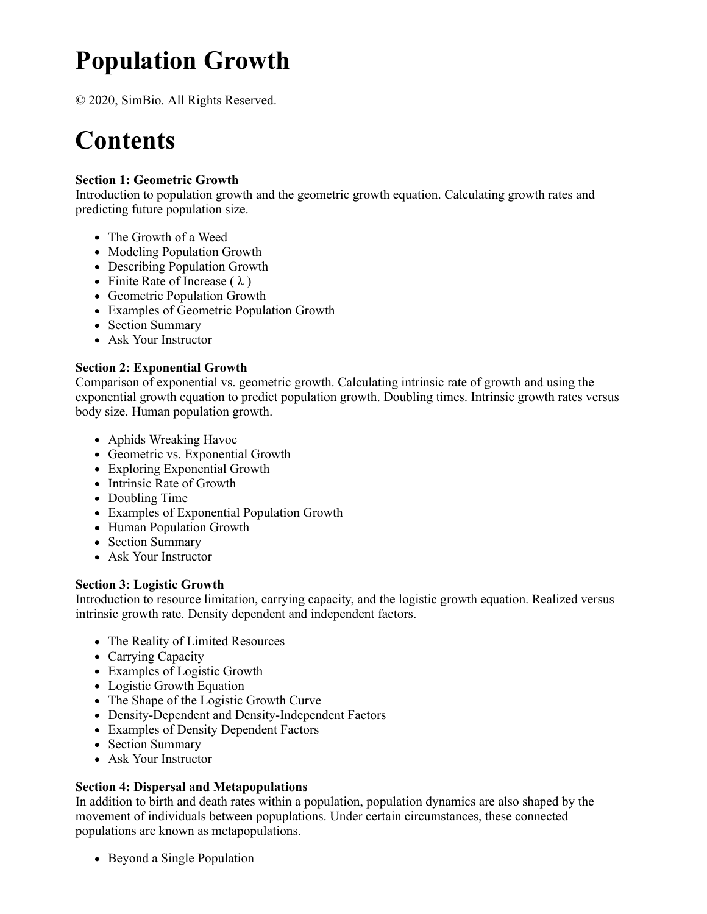# Population Growth

© 2020, SimBio. All Rights Reserved.

# Contents

**Section 1: Geometric Growth**
Introduction to population growth and the geometric growth equation. Calculating growth rates and predicting future population size.

- The Growth of a Weed
- Modeling Population Growth
- Describing Population Growth
- Finite Rate of Increase ( $\lambda$ )
- Geometric Population Growth
- Examples of Geometric Population Growth
- Section Summary
- Ask Your Instructor

**Section 2: Exponential Growth**
Comparison of exponential vs. geometric growth. Calculating intrinsic rate of growth and using the exponential growth equation to predict population growth. Doubling times. Intrinsic growth rates versus body size. Human population growth.

- Aphids Wreaking Havoc
- Geometric vs. Exponential Growth
- Exploring Exponential Growth
- Intrinsic Rate of Growth
- Doubling Time
- Examples of Exponential Population Growth
- Human Population Growth
- Section Summary
- Ask Your Instructor

**Section 3: Logistic Growth**
Introduction to resource limitation, carrying capacity, and the logistic growth equation. Realized versus intrinsic growth rate. Density dependent and independent factors.

- The Reality of Limited Resources
- Carrying Capacity
- Examples of Logistic Growth
- Logistic Growth Equation
- The Shape of the Logistic Growth Curve
- Density-Dependent and Density-Independent Factors
- Examples of Density Dependent Factors
- Section Summary
- Ask Your Instructor

**Section 4: Dispersal and Metapopulations**
In addition to birth and death rates within a population, population dynamics are also shaped by the movement of individuals between popuplations. Under certain circumstances, these connected populations are known as metapopulations.

- Beyond a Single Population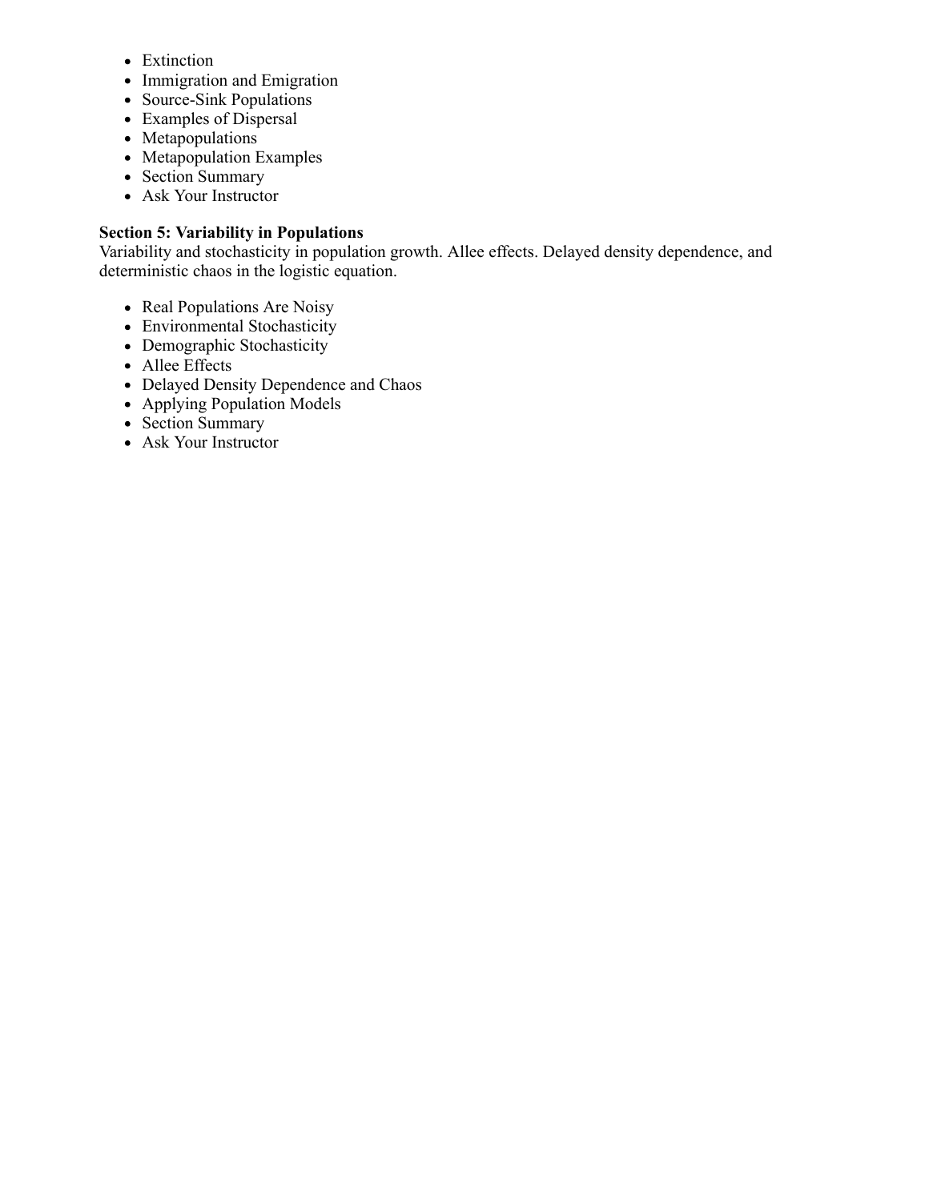- Extinction
- Immigration and Emigration
- Source-Sink Populations
- Examples of Dispersal
- Metapopulations
- Metapopulation Examples
- Section Summary
- Ask Your Instructor

**Section 5: Variability in Populations**
Variability and stochasticity in population growth. Allee effects. Delayed density dependence, and deterministic chaos in the logistic equation.

- Real Populations Are Noisy
- Environmental Stochasticity
- Demographic Stochasticity
- Allee Effects
- Delayed Density Dependence and Chaos
- Applying Population Models
- Section Summary
- Ask Your Instructor